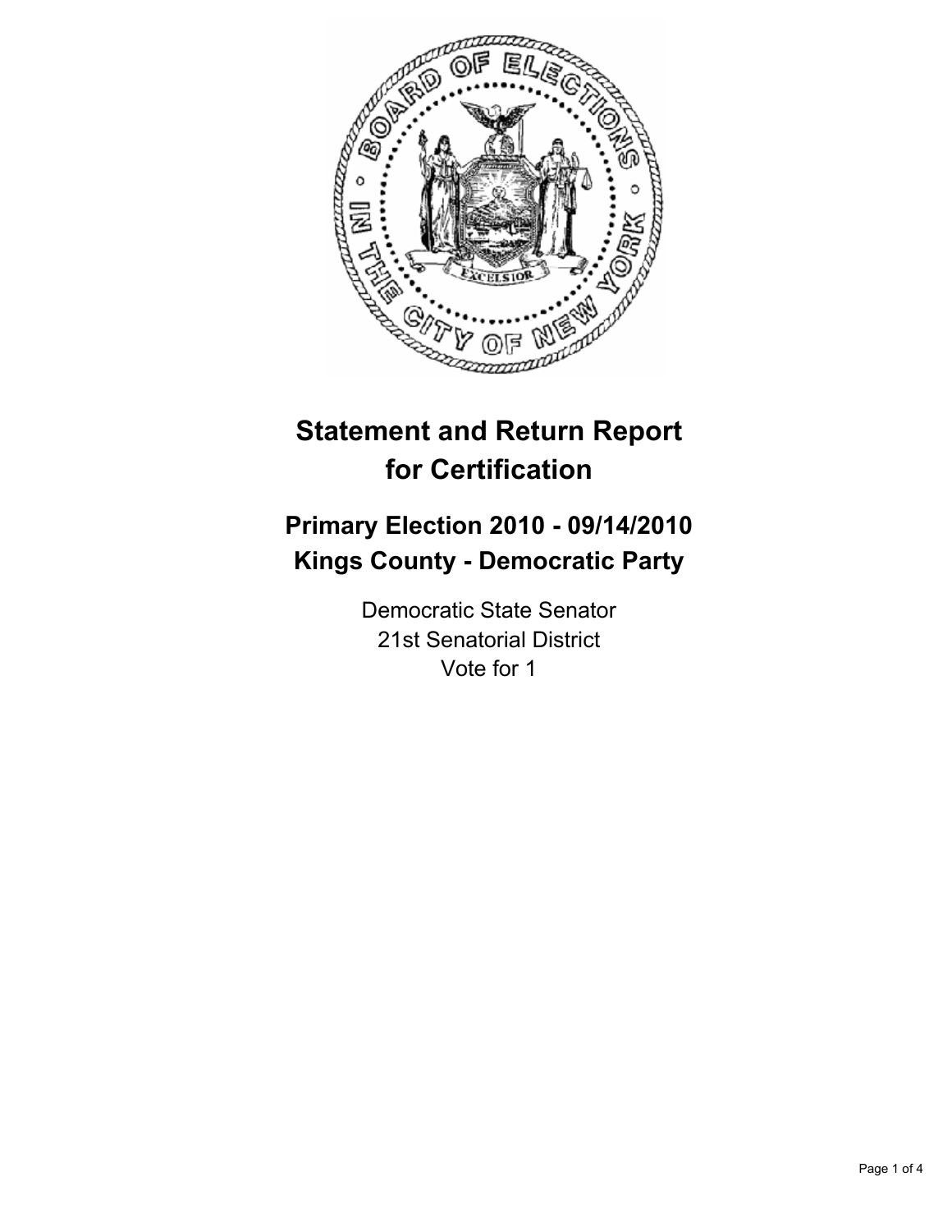# Statement and Return Report for Certification

## Primary Election 2010 - 09/14/2010
## Kings County - Democratic Party

Democratic State Senator
21st Senatorial District
Vote for 1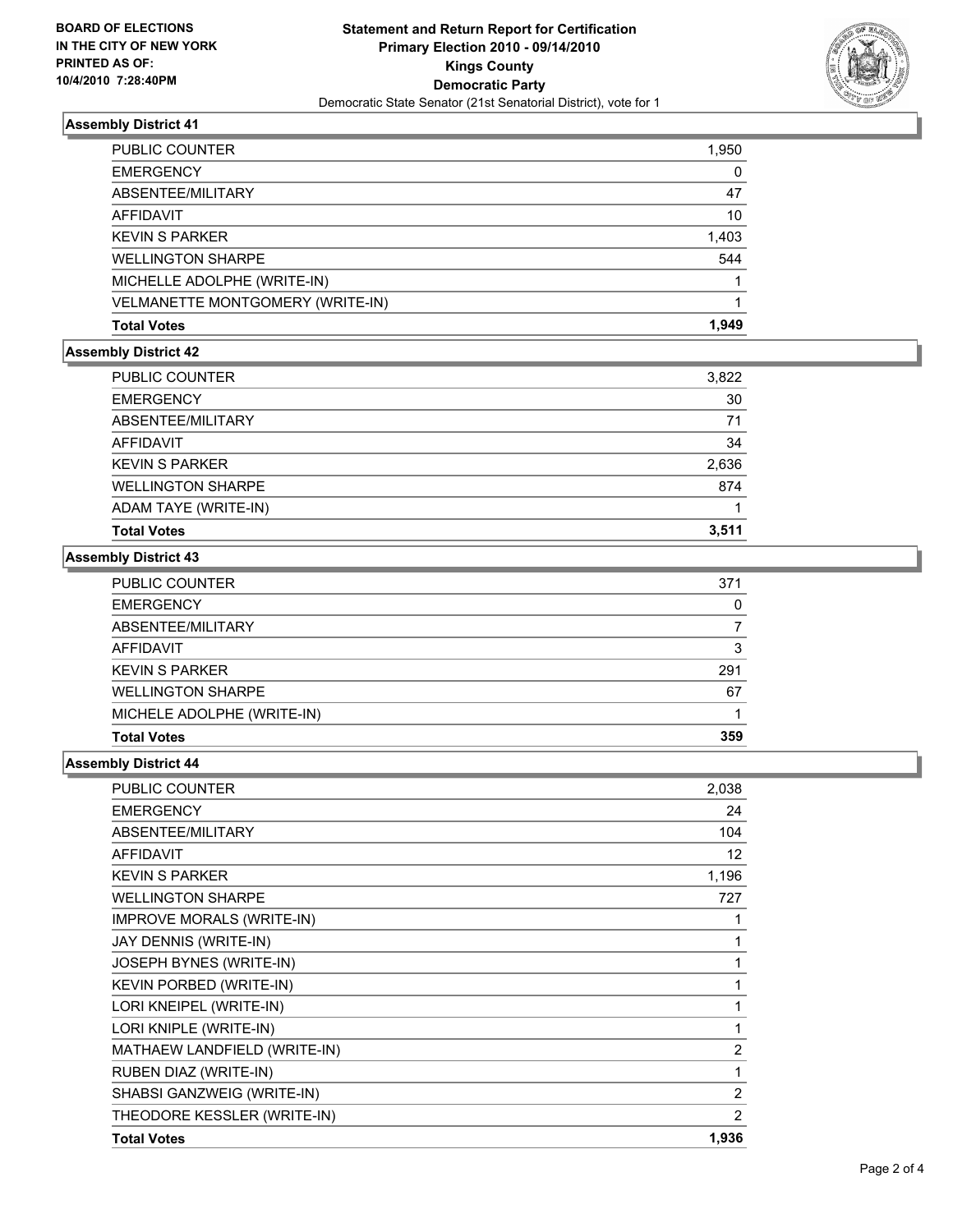**BOARD OF ELECTIONS IN THE CITY OF NEW YORK PRINTED AS OF: 10/4/2010 7:28:40PM**

# Statement and Return Report for Certification
## Primary Election 2010 - 09/14/2010
## Kings County
## Democratic Party
### Democratic State Senator (21st Senatorial District), vote for 1

### Assembly District 41

| | |
|---|---|
| PUBLIC COUNTER | 1,950 |
| EMERGENCY | 0 |
| ABSENTEE/MILITARY | 47 |
| AFFIDAVIT | 10 |
| KEVIN S PARKER | 1,403 |
| WELLINGTON SHARPE | 544 |
| MICHELLE ADOLPHE (WRITE-IN) | 1 |
| VELMANETTE MONTGOMERY (WRITE-IN) | 1 |
| **Total Votes** | **1,949** |

### Assembly District 42

| | |
|---|---|
| PUBLIC COUNTER | 3,822 |
| EMERGENCY | 30 |
| ABSENTEE/MILITARY | 71 |
| AFFIDAVIT | 34 |
| KEVIN S PARKER | 2,636 |
| WELLINGTON SHARPE | 874 |
| ADAM TAYE (WRITE-IN) | 1 |
| **Total Votes** | **3,511** |

### Assembly District 43

| | |
|---|---|
| PUBLIC COUNTER | 371 |
| EMERGENCY | 0 |
| ABSENTEE/MILITARY | 7 |
| AFFIDAVIT | 3 |
| KEVIN S PARKER | 291 |
| WELLINGTON SHARPE | 67 |
| MICHELE ADOLPHE (WRITE-IN) | 1 |
| **Total Votes** | **359** |

### Assembly District 44

| | |
|---|---|
| PUBLIC COUNTER | 2,038 |
| EMERGENCY | 24 |
| ABSENTEE/MILITARY | 104 |
| AFFIDAVIT | 12 |
| KEVIN S PARKER | 1,196 |
| WELLINGTON SHARPE | 727 |
| IMPROVE MORALS (WRITE-IN) | 1 |
| JAY DENNIS (WRITE-IN) | 1 |
| JOSEPH BYNES (WRITE-IN) | 1 |
| KEVIN PORBED (WRITE-IN) | 1 |
| LORI KNEIPEL (WRITE-IN) | 1 |
| LORI KNIPLE (WRITE-IN) | 1 |
| MATHAEW LANDFIELD (WRITE-IN) | 2 |
| RUBEN DIAZ (WRITE-IN) | 1 |
| SHABSI GANZWEIG (WRITE-IN) | 2 |
| THEODORE KESSLER (WRITE-IN) | 2 |
| **Total Votes** | **1,936** |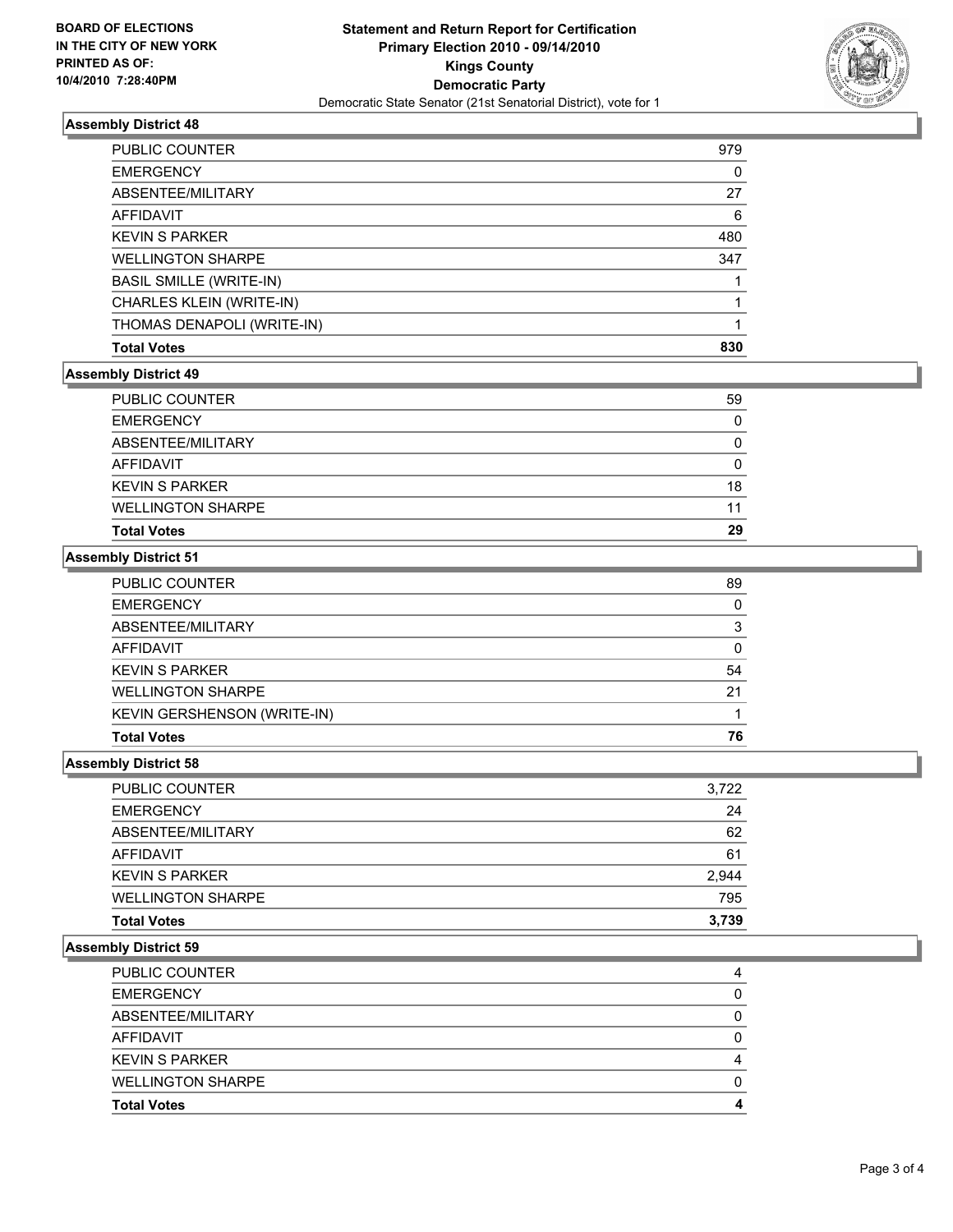**BOARD OF ELECTIONS IN THE CITY OF NEW YORK PRINTED AS OF: 10/4/2010 7:28:40PM**

# Statement and Return Report for Certification
## Primary Election 2010 - 09/14/2010
## Kings County
## Democratic Party
Democratic State Senator (21st Senatorial District), vote for 1

### Assembly District 48

| | |
|---|---|
| PUBLIC COUNTER | 979 |
| EMERGENCY | 0 |
| ABSENTEE/MILITARY | 27 |
| AFFIDAVIT | 6 |
| KEVIN S PARKER | 480 |
| WELLINGTON SHARPE | 347 |
| BASIL SMILLE (WRITE-IN) | 1 |
| CHARLES KLEIN (WRITE-IN) | 1 |
| THOMAS DENAPOLI (WRITE-IN) | 1 |
| **Total Votes** | **830** |

### Assembly District 49

| | |
|---|---|
| PUBLIC COUNTER | 59 |
| EMERGENCY | 0 |
| ABSENTEE/MILITARY | 0 |
| AFFIDAVIT | 0 |
| KEVIN S PARKER | 18 |
| WELLINGTON SHARPE | 11 |
| **Total Votes** | **29** |

### Assembly District 51

| | |
|---|---|
| PUBLIC COUNTER | 89 |
| EMERGENCY | 0 |
| ABSENTEE/MILITARY | 3 |
| AFFIDAVIT | 0 |
| KEVIN S PARKER | 54 |
| WELLINGTON SHARPE | 21 |
| KEVIN GERSHENSON (WRITE-IN) | 1 |
| **Total Votes** | **76** |

### Assembly District 58

| | |
|---|---|
| PUBLIC COUNTER | 3,722 |
| EMERGENCY | 24 |
| ABSENTEE/MILITARY | 62 |
| AFFIDAVIT | 61 |
| KEVIN S PARKER | 2,944 |
| WELLINGTON SHARPE | 795 |
| **Total Votes** | **3,739** |

### Assembly District 59

| | |
|---|---|
| PUBLIC COUNTER | 4 |
| EMERGENCY | 0 |
| ABSENTEE/MILITARY | 0 |
| AFFIDAVIT | 0 |
| KEVIN S PARKER | 4 |
| WELLINGTON SHARPE | 0 |
| **Total Votes** | **4** |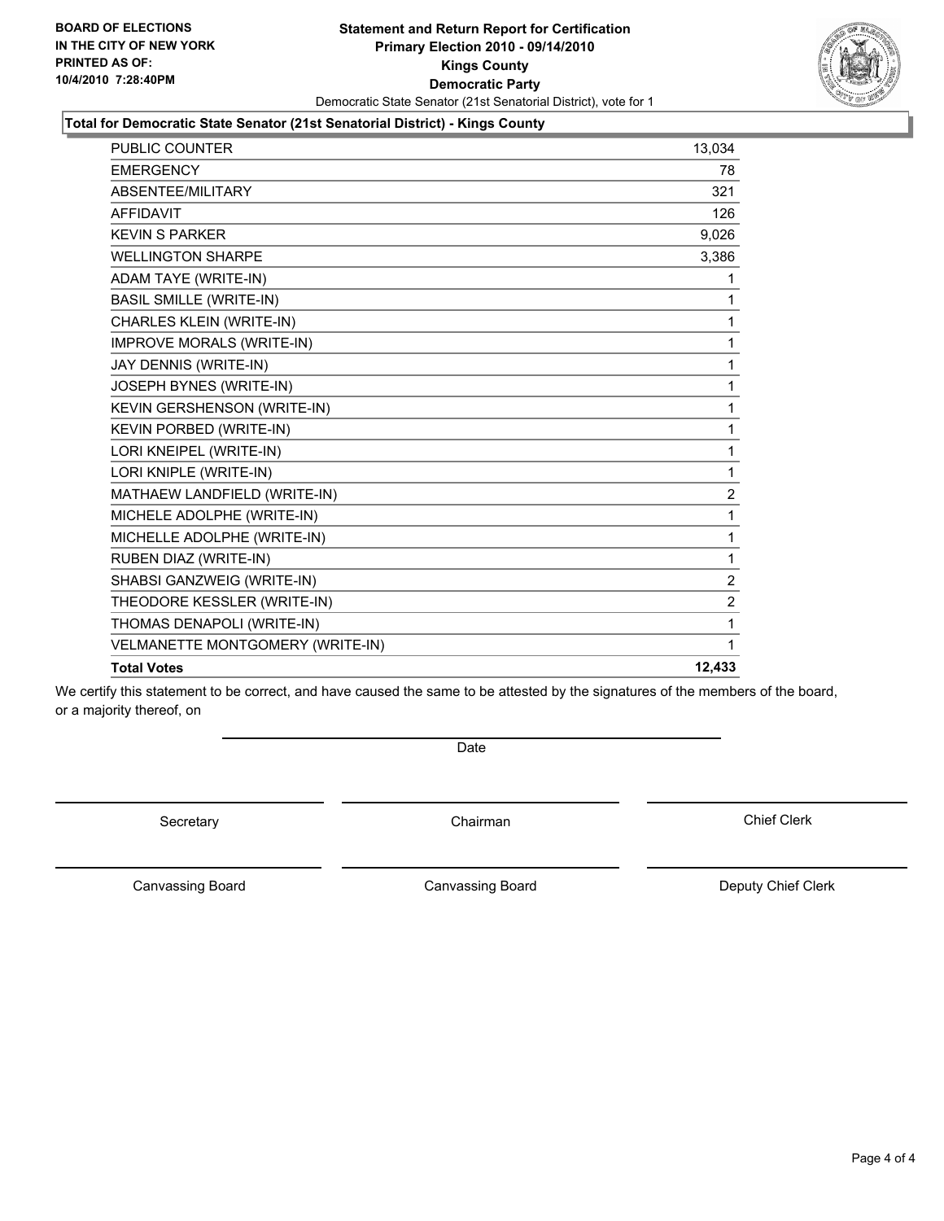**BOARD OF ELECTIONS IN THE CITY OF NEW YORK PRINTED AS OF: 10/4/2010 7:28:40PM**

**Statement and Return Report for Certification**
**Primary Election 2010 - 09/14/2010**
**Kings County**
**Democratic Party**
Democratic State Senator (21st Senatorial District), vote for 1

**Total for Democratic State Senator (21st Senatorial District) - Kings County**

| | |
|---|---|
| PUBLIC COUNTER | 13,034 |
| EMERGENCY | 78 |
| ABSENTEE/MILITARY | 321 |
| AFFIDAVIT | 126 |
| KEVIN S PARKER | 9,026 |
| WELLINGTON SHARPE | 3,386 |
| ADAM TAYE (WRITE-IN) | 1 |
| BASIL SMILLE (WRITE-IN) | 1 |
| CHARLES KLEIN (WRITE-IN) | 1 |
| IMPROVE MORALS (WRITE-IN) | 1 |
| JAY DENNIS (WRITE-IN) | 1 |
| JOSEPH BYNES (WRITE-IN) | 1 |
| KEVIN GERSHENSON (WRITE-IN) | 1 |
| KEVIN PORBED (WRITE-IN) | 1 |
| LORI KNEIPEL (WRITE-IN) | 1 |
| LORI KNIPLE (WRITE-IN) | 1 |
| MATHAEW LANDFIELD (WRITE-IN) | 2 |
| MICHELE ADOLPHE (WRITE-IN) | 1 |
| MICHELLE ADOLPHE (WRITE-IN) | 1 |
| RUBEN DIAZ (WRITE-IN) | 1 |
| SHABSI GANZWEIG (WRITE-IN) | 2 |
| THEODORE KESSLER (WRITE-IN) | 2 |
| THOMAS DENAPOLI (WRITE-IN) | 1 |
| VELMANETTE MONTGOMERY (WRITE-IN) | 1 |
| **Total Votes** | **12,433** |

We certify this statement to be correct, and have caused the same to be attested by the signatures of the members of the board, or a majority thereof, on

Date

Secretary — Chairman — Chief Clerk

Canvassing Board — Canvassing Board — Deputy Chief Clerk